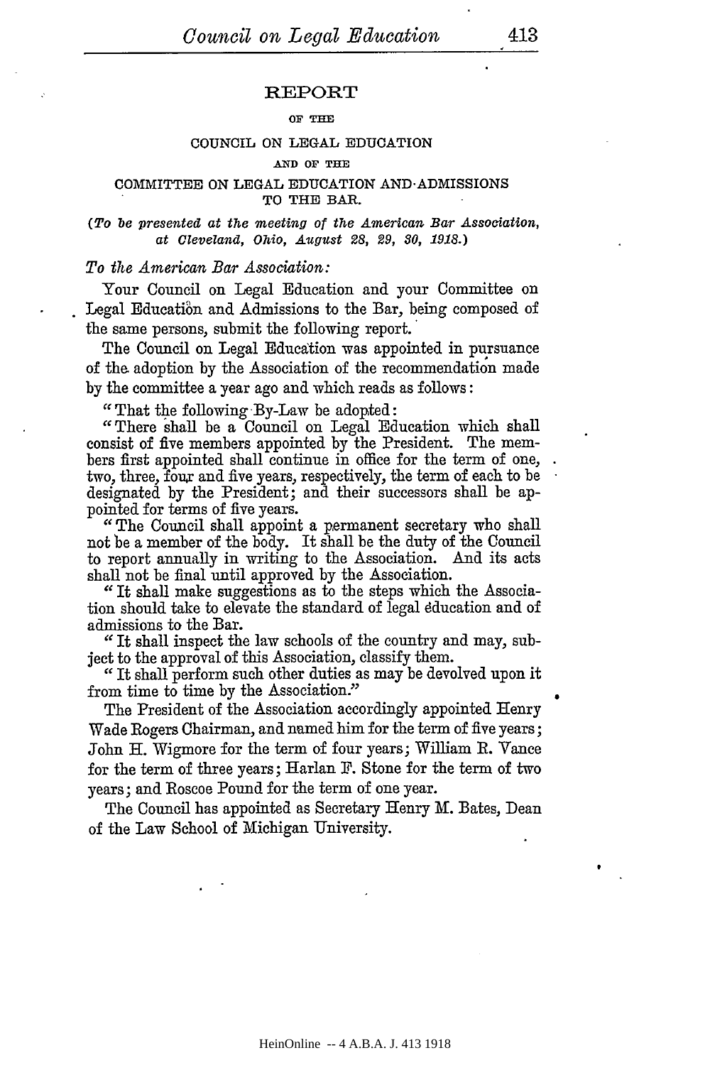# REPORT

OF THE

COUNCIL ON LEGAL EDUCATION

AND OF THE

COMMITTEE ON LEGAL EDUCATION AND ADMISSIONS TO THE BAR.

*(To be presented at the meeting of the American Bar Association, at Cleveland, Ohio, August 28, 29, 30, 1918.)*

*To the American Bar Association:*

Your Council on Legal Education and your Committee on Legal Education and Admissions to the Bar, being composed of the same persons, submit the following report.

The Council on Legal Education was appointed in pursuance of the adoption by the Association of the recommendation made by the committee a year ago and which reads as follows:

"That the following By-Law be adopted:

"There shall be a Council on Legal Education which shall consist of five members appointed by the President. The members first appointed shall continue in office for the term of one, two, three, four and five years, respectively, the term of each to be designated by the President; and their successors shall be appointed for terms of five years.

"The Council shall appoint a permanent secretary who shall not be a member of the body. It shall be the duty of the Council to report annually in writing to the Association. And its acts shall not be final until approved by the Association.

"It shall make suggestions as to the steps which the Association should take to elevate the standard of legal education and of admissions to the Bar.

"It shall inspect the law schools of the country and may, subject to the approval of this Association, classify them.

"It shall perform such other duties as may be devolved upon it from time to time by the Association."

The President of the Association accordingly appointed Henry Wade Rogers Chairman, and named him for the term of five years; John H. Wigmore for the term of four years; William R. Vance for the term of three years; Harlan F. Stone for the term of two years; and Roscoe Pound for the term of one year.

The Council has appointed as Secretary Henry M. Bates, Dean of the Law School of Michigan University.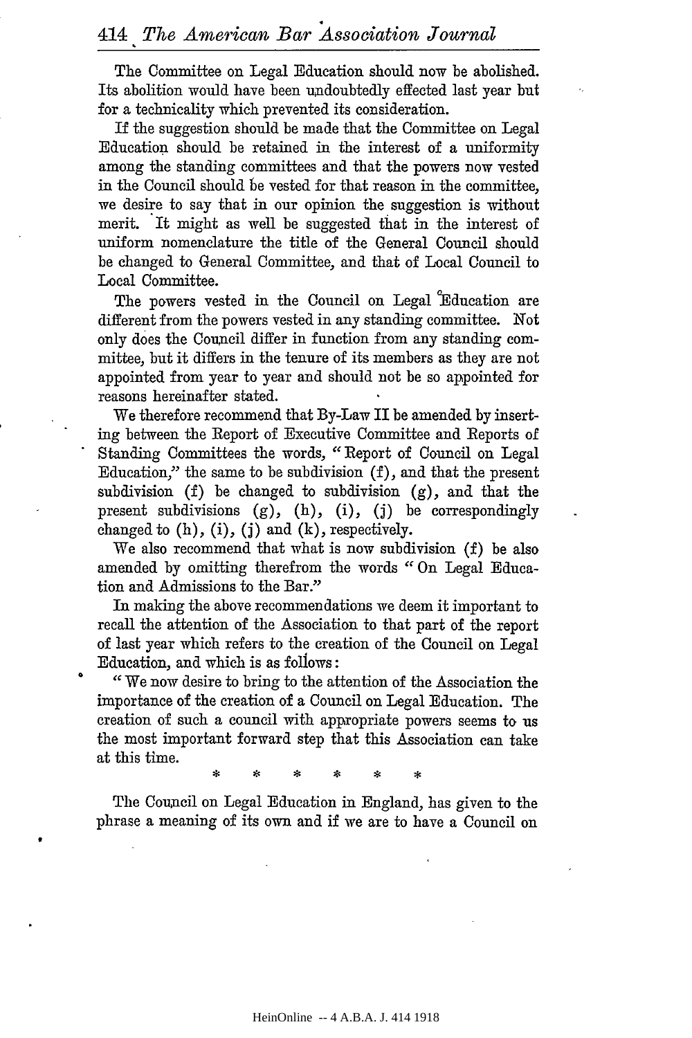The Committee on Legal Education should now be abolished. Its abolition would have been undoubtedly effected last year but for a technicality which prevented its consideration.

If the suggestion should be made that the Committee on Legal Education should be retained in the interest of a uniformity among the standing committees and that the powers now vested in the Council should be vested for that reason in the committee, we desire to say that in our opinion the suggestion is without merit. It might as well be suggested that in the interest of uniform nomenclature the title of the General Council should be changed to General Committee, and that of Local Council to Local Committee.

The powers vested in the Council on Legal Education are different from the powers vested in any standing committee. Not only does the Council differ in function from any standing committee, but it differs in the tenure of its members as they are not appointed from year to year and should not be so appointed for reasons hereinafter stated.

We therefore recommend that By-Law II be amended by inserting between the Report of Executive Committee and Reports of Standing Committees the words, "Report of Council on Legal Education," the same to be subdivision (f), and that the present subdivision (f) be changed to subdivision (g), and that the present subdivisions (g), (h), (i), (j) be correspondingly changed to (h), (i), (j) and (k), respectively.

We also recommend that what is now subdivision (f) be also amended by omitting therefrom the words "On Legal Education and Admissions to the Bar."

In making the above recommendations we deem it important to recall the attention of the Association to that part of the report of last year which refers to the creation of the Council on Legal Education, and which is as follows:

"We now desire to bring to the attention of the Association the importance of the creation of a Council on Legal Education. The creation of such a council with appropriate powers seems to us the most important forward step that this Association can take at this time.

\* \* \* \* \* \*

The Council on Legal Education in England, has given to the phrase a meaning of its own and if we are to have a Council on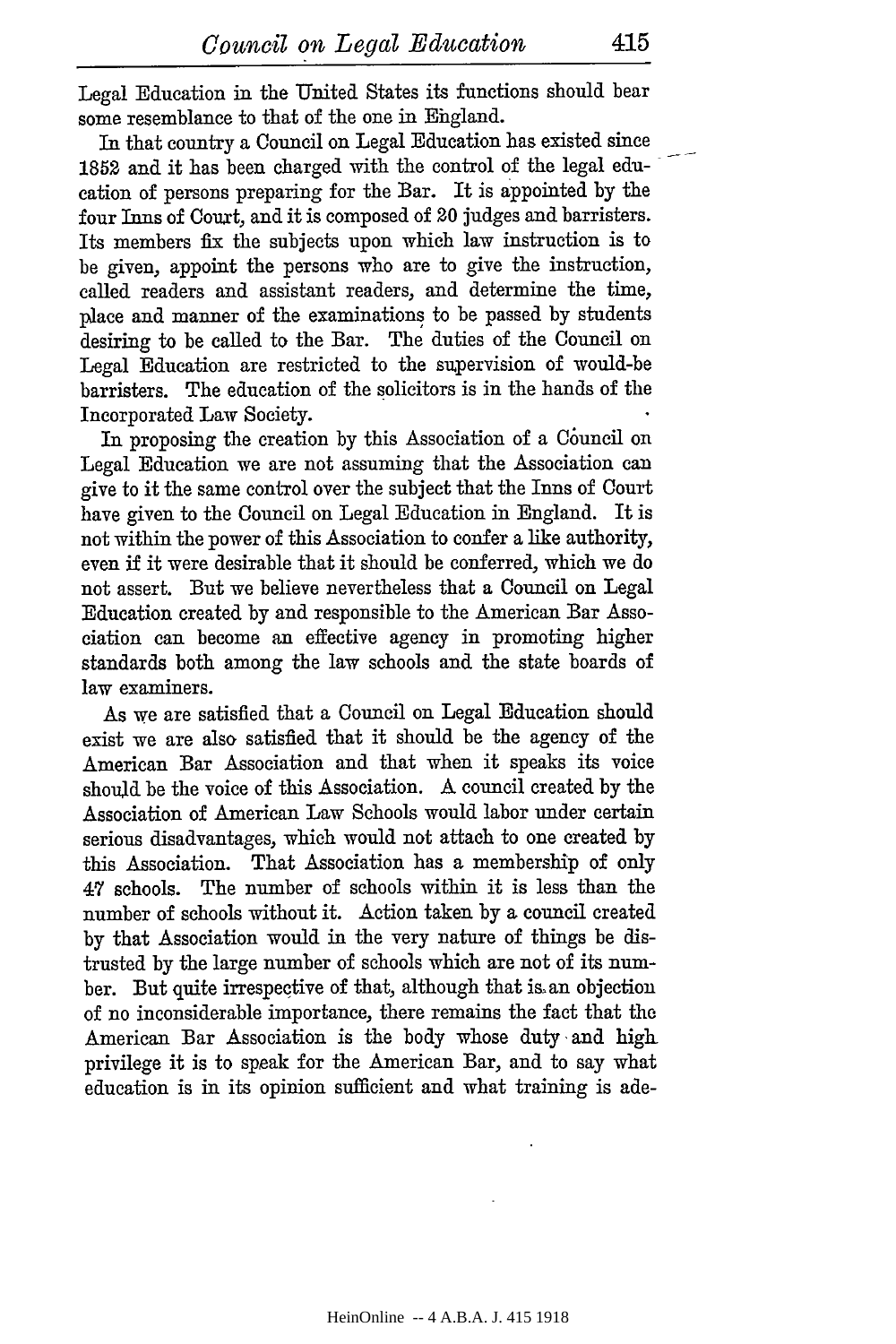Legal Education in the United States its functions should bear some resemblance to that of the one in England.

In that country a Council on Legal Education has existed since 1852 and it has been charged with the control of the legal education of persons preparing for the Bar. It is appointed by the four Inns of Court, and it is composed of 20 judges and barristers. Its members fix the subjects upon which law instruction is to be given, appoint the persons who are to give the instruction, called readers and assistant readers, and determine the time, place and manner of the examinations to be passed by students desiring to be called to the Bar. The duties of the Council on Legal Education are restricted to the supervision of would-be barristers. The education of the solicitors is in the hands of the Incorporated Law Society.

In proposing the creation by this Association of a Council on Legal Education we are not assuming that the Association can give to it the same control over the subject that the Inns of Court have given to the Council on Legal Education in England. It is not within the power of this Association to confer a like authority, even if it were desirable that it should be conferred, which we do not assert. But we believe nevertheless that a Council on Legal Education created by and responsible to the American Bar Association can become an effective agency in promoting higher standards both among the law schools and the state boards of law examiners.

As we are satisfied that a Council on Legal Education should exist we are also satisfied that it should be the agency of the American Bar Association and that when it speaks its voice should be the voice of this Association. A council created by the Association of American Law Schools would labor under certain serious disadvantages, which would not attach to one created by this Association. That Association has a membership of only 47 schools. The number of schools within it is less than the number of schools without it. Action taken by a council created by that Association would in the very nature of things be distrusted by the large number of schools which are not of its number. But quite irrespective of that, although that is an objection of no inconsiderable importance, there remains the fact that the American Bar Association is the body whose duty and high privilege it is to speak for the American Bar, and to say what education is in its opinion sufficient and what training is ade-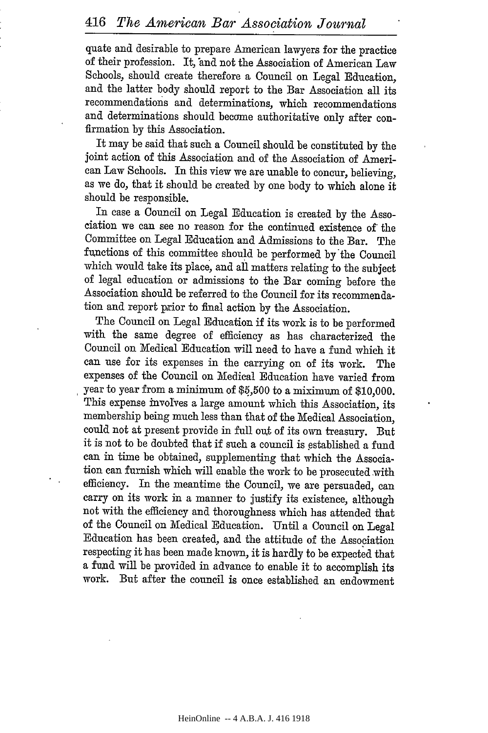quate and desirable to prepare American lawyers for the practice of their profession. It, and not the Association of American Law Schools, should create therefore a Council on Legal Education, and the latter body should report to the Bar Association all its recommendations and determinations, which recommendations and determinations should become authoritative only after confirmation by this Association.

It may be said that such a Council should be constituted by the joint action of this Association and of the Association of American Law Schools. In this view we are unable to concur, believing, as we do, that it should be created by one body to which alone it should be responsible.

In case a Council on Legal Education is created by the Association we can see no reason for the continued existence of the Committee on Legal Education and Admissions to the Bar. The functions of this committee should be performed by the Council which would take its place, and all matters relating to the subject of legal education or admissions to the Bar coming before the Association should be referred to the Council for its recommendation and report prior to final action by the Association.

The Council on Legal Education if its work is to be performed with the same degree of efficiency as has characterized the Council on Medical Education will need to have a fund which it can use for its expenses in the carrying on of its work. The expenses of the Council on Medical Education have varied from year to year from a minimum of $5,500 to a miximum of $10,000. This expense involves a large amount which this Association, its membership being much less than that of the Medical Association, could not at present provide in full out of its own treasury. But it is not to be doubted that if such a council is established a fund can in time be obtained, supplementing that which the Association can furnish which will enable the work to be prosecuted with efficiency. In the meantime the Council, we are persuaded, can carry on its work in a manner to justify its existence, although not with the efficiency and thoroughness which has attended that of the Council on Medical Education. Until a Council on Legal Education has been created, and the attitude of the Association respecting it has been made known, it is hardly to be expected that a fund will be provided in advance to enable it to accomplish its work. But after the council is once established an endowment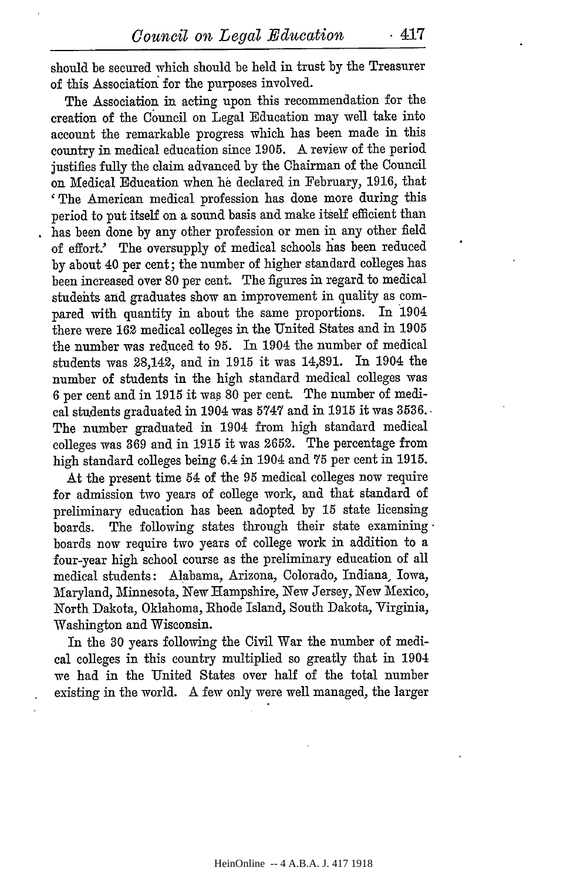should be secured which should be held in trust by the Treasurer of this Association for the purposes involved.

The Association in acting upon this recommendation for the creation of the Council on Legal Education may well take into account the remarkable progress which has been made in this country in medical education since 1905. A review of the period justifies fully the claim advanced by the Chairman of the Council on Medical Education when he declared in February, 1916, that 'The American medical profession has done more during this period to put itself on a sound basis and make itself efficient than has been done by any other profession or men in any other field of effort.' The oversupply of medical schools has been reduced by about 40 per cent; the number of higher standard colleges has been increased over 80 per cent. The figures in regard to medical students and graduates show an improvement in quality as compared with quantity in about the same proportions. In 1904 there were 162 medical colleges in the United States and in 1905 the number was reduced to 95. In 1904 the number of medical students was 28,142, and in 1915 it was 14,891. In 1904 the number of students in the high standard medical colleges was 6 per cent and in 1915 it was 80 per cent. The number of medical students graduated in 1904 was 5747 and in 1915 it was 3536. The number graduated in 1904 from high standard medical colleges was 369 and in 1915 it was 2652. The percentage from high standard colleges being 6.4 in 1904 and 75 per cent in 1915.

At the present time 54 of the 95 medical colleges now require for admission two years of college work, and that standard of preliminary education has been adopted by 15 state licensing boards. The following states through their state examining boards now require two years of college work in addition to a four-year high school course as the preliminary education of all medical students: Alabama, Arizona, Colorado, Indiana, Iowa, Maryland, Minnesota, New Hampshire, New Jersey, New Mexico, North Dakota, Oklahoma, Rhode Island, South Dakota, Virginia, Washington and Wisconsin.

In the 30 years following the Civil War the number of medical colleges in this country multiplied so greatly that in 1904 we had in the United States over half of the total number existing in the world. A few only were well managed, the larger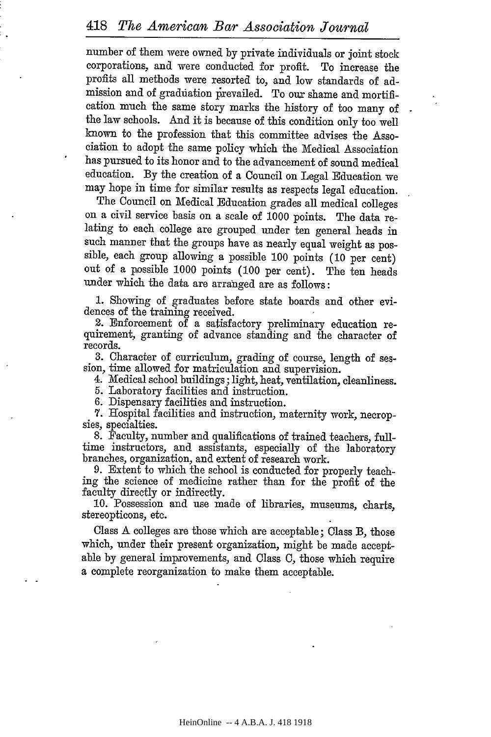number of them were owned by private individuals or joint stock corporations, and were conducted for profit. To increase the profits all methods were resorted to, and low standards of admission and of graduation prevailed. To our shame and mortification much the same story marks the history of too many of the law schools. And it is because of this condition only too well known to the profession that this committee advises the Association to adopt the same policy which the Medical Association has pursued to its honor and to the advancement of sound medical education. By the creation of a Council on Legal Education we may hope in time for similar results as respects legal education.

The Council on Medical Education grades all medical colleges on a civil service basis on a scale of 1000 points. The data relating to each college are grouped under ten general heads in such manner that the groups have as nearly equal weight as possible, each group allowing a possible 100 points (10 per cent) out of a possible 1000 points (100 per cent). The ten heads under which the data are arranged are as follows:

1. Showing of graduates before state boards and other evidences of the training received.
2. Enforcement of a satisfactory preliminary education requirement, granting of advance standing and the character of records.
3. Character of curriculum, grading of course, length of session, time allowed for matriculation and supervision.
4. Medical school buildings; light, heat, ventilation, cleanliness.
5. Laboratory facilities and instruction.
6. Dispensary facilities and instruction.
7. Hospital facilities and instruction, maternity work, necropsies, specialties.
8. Faculty, number and qualifications of trained teachers, full-time instructors, and assistants, especially of the laboratory branches, organization, and extent of research work.
9. Extent to which the school is conducted for properly teaching the science of medicine rather than for the profit of the faculty directly or indirectly.
10. Possession and use made of libraries, museums, charts, stereopticons, etc.

Class A colleges are those which are acceptable; Class B, those which, under their present organization, might be made acceptable by general improvements, and Class C, those which require a complete reorganization to make them acceptable.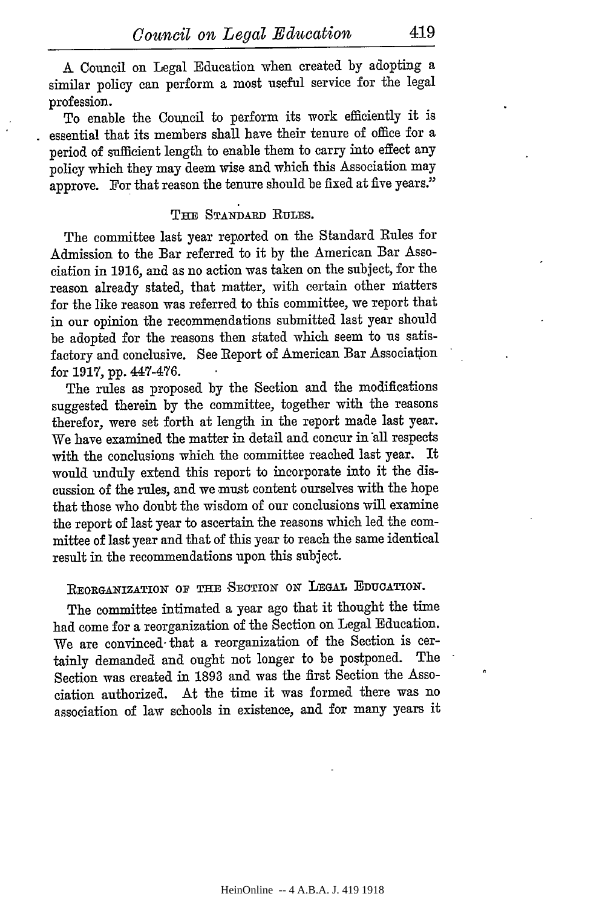A Council on Legal Education when created by adopting a similar policy can perform a most useful service for the legal profession.

To enable the Council to perform its work efficiently it is essential that its members shall have their tenure of office for a period of sufficient length to enable them to carry into effect any policy which they may deem wise and which this Association may approve. For that reason the tenure should be fixed at five years."

### THE STANDARD RULES.

The committee last year reported on the Standard Rules for Admission to the Bar referred to it by the American Bar Association in 1916, and as no action was taken on the subject, for the reason already stated, that matter, with certain other matters for the like reason was referred to this committee, we report that in our opinion the recommendations submitted last year should be adopted for the reasons then stated which seem to us satisfactory and conclusive. See Report of American Bar Association for 1917, pp. 447-476.

The rules as proposed by the Section and the modifications suggested therein by the committee, together with the reasons therefor, were set forth at length in the report made last year. We have examined the matter in detail and concur in all respects with the conclusions which the committee reached last year. It would unduly extend this report to incorporate into it the discussion of the rules, and we must content ourselves with the hope that those who doubt the wisdom of our conclusions will examine the report of last year to ascertain the reasons which led the committee of last year and that of this year to reach the same identical result in the recommendations upon this subject.

### REORGANIZATION OF THE SECTION ON LEGAL EDUCATION.

The committee intimated a year ago that it thought the time had come for a reorganization of the Section on Legal Education. We are convinced that a reorganization of the Section is certainly demanded and ought not longer to be postponed. The Section was created in 1893 and was the first Section the Association authorized. At the time it was formed there was no association of law schools in existence, and for many years it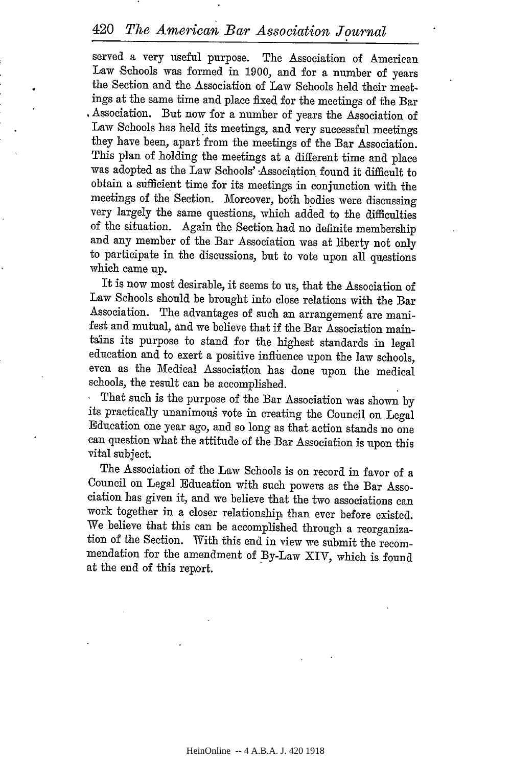served a very useful purpose. The Association of American Law Schools was formed in 1900, and for a number of years the Section and the Association of Law Schools held their meetings at the same time and place fixed for the meetings of the Bar Association. But now for a number of years the Association of Law Schools has held its meetings, and very successful meetings they have been, apart from the meetings of the Bar Association. This plan of holding the meetings at a different time and place was adopted as the Law Schools' Association found it difficult to obtain a sufficient time for its meetings in conjunction with the meetings of the Section. Moreover, both bodies were discussing very largely the same questions, which added to the difficulties of the situation. Again the Section had no definite membership and any member of the Bar Association was at liberty not only to participate in the discussions, but to vote upon all questions which came up.

It is now most desirable, it seems to us, that the Association of Law Schools should be brought into close relations with the Bar Association. The advantages of such an arrangement are manifest and mutual, and we believe that if the Bar Association maintains its purpose to stand for the highest standards in legal education and to exert a positive influence upon the law schools, even as the Medical Association has done upon the medical schools, the result can be accomplished.

That such is the purpose of the Bar Association was shown by its practically unanimous vote in creating the Council on Legal Education one year ago, and so long as that action stands no one can question what the attitude of the Bar Association is upon this vital subject.

The Association of the Law Schools is on record in favor of a Council on Legal Education with such powers as the Bar Association has given it, and we believe that the two associations can work together in a closer relationship than ever before existed. We believe that this can be accomplished through a reorganization of the Section. With this end in view we submit the recommendation for the amendment of By-Law XIV, which is found at the end of this report.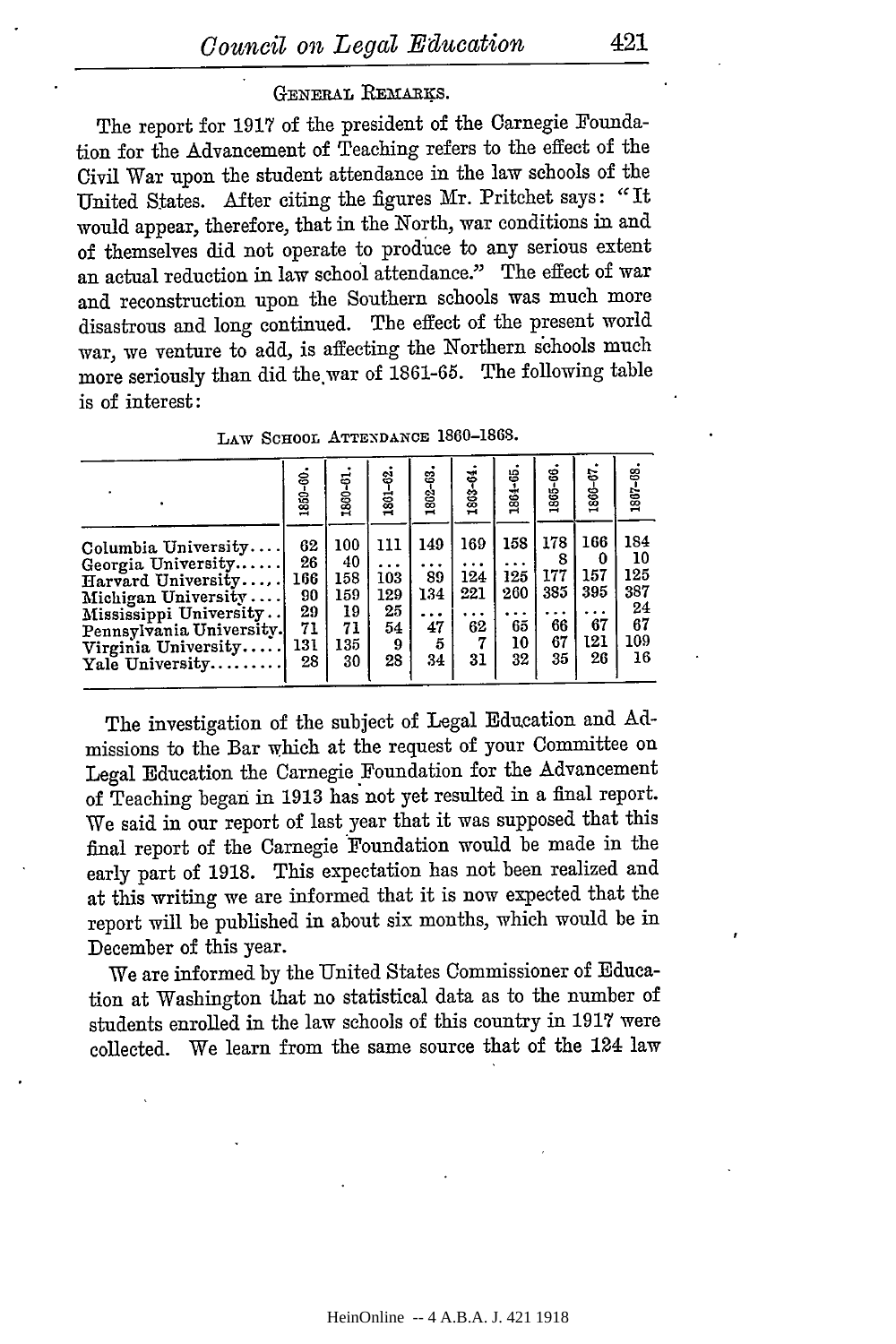### General Remarks.

The report for 1917 of the president of the Carnegie Foundation for the Advancement of Teaching refers to the effect of the Civil War upon the student attendance in the law schools of the United States. After citing the figures Mr. Pritchet says: "It would appear, therefore, that in the North, war conditions in and of themselves did not operate to produce to any serious extent an actual reduction in law school attendance." The effect of war and reconstruction upon the Southern schools was much more disastrous and long continued. The effect of the present world war, we venture to add, is affecting the Northern schools much more seriously than did the war of 1861-65. The following table is of interest:

Law School Attendance 1860–1868.

| | 1859-60. | 1860-61. | 1861-62. | 1862-63. | 1863-64. | 1864-65. | 1865-66. | 1866-67. | 1867-68. |
|---|---|---|---|---|---|---|---|---|---|
| Columbia University.... | 62 | 100 | 111 | 149 | 169 | 158 | 178 | 166 | 184 |
| Georgia University...... | 26 | 40 | ... | ... | ... | ... | 8 | 0 | 10 |
| Harvard University...... | 166 | 158 | 103 | 89 | 124 | 125 | 177 | 157 | 125 |
| Michigan University.... | 90 | 159 | 129 | 134 | 221 | 260 | 385 | 395 | 387 |
| Mississippi University.. | 29 | 19 | 25 | ... | ... | ... | ... | ... | 24 |
| Pennsylvania University. | 71 | 71 | 54 | 47 | 62 | 65 | 66 | 67 | 67 |
| Virginia University..... | 131 | 135 | 9 | 5 | 7 | 10 | 67 | 121 | 109 |
| Yale University......... | 28 | 30 | 28 | 34 | 31 | 32 | 35 | 26 | 16 |

The investigation of the subject of Legal Education and Admissions to the Bar which at the request of your Committee on Legal Education the Carnegie Foundation for the Advancement of Teaching began in 1913 has not yet resulted in a final report. We said in our report of last year that it was supposed that this final report of the Carnegie Foundation would be made in the early part of 1918. This expectation has not been realized and at this writing we are informed that it is now expected that the report will be published in about six months, which would be in December of this year.

We are informed by the United States Commissioner of Education at Washington that no statistical data as to the number of students enrolled in the law schools of this country in 1917 were collected. We learn from the same source that of the 124 law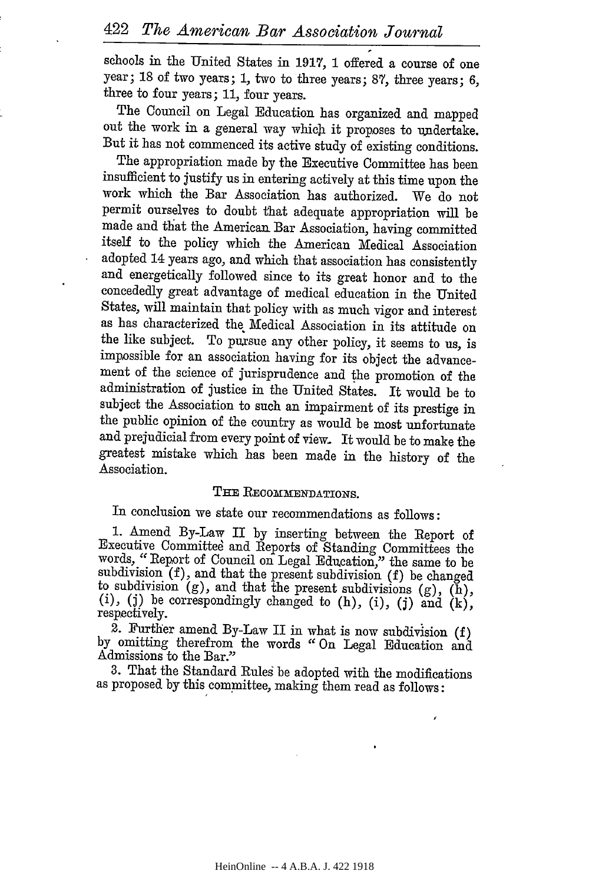schools in the United States in 1917, 1 offered a course of one year; 18 of two years; 1, two to three years; 87, three years; 6, three to four years; 11, four years.

The Council on Legal Education has organized and mapped out the work in a general way which it proposes to undertake. But it has not commenced its active study of existing conditions.

The appropriation made by the Executive Committee has been insufficient to justify us in entering actively at this time upon the work which the Bar Association has authorized. We do not permit ourselves to doubt that adequate appropriation will be made and that the American Bar Association, having committed itself to the policy which the American Medical Association adopted 14 years ago, and which that association has consistently and energetically followed since to its great honor and to the concededly great advantage of medical education in the United States, will maintain that policy with as much vigor and interest as has characterized the Medical Association in its attitude on the like subject. To pursue any other policy, it seems to us, is impossible for an association having for its object the advancement of the science of jurisprudence and the promotion of the administration of justice in the United States. It would be to subject the Association to such an impairment of its prestige in the public opinion of the country as would be most unfortunate and prejudicial from every point of view. It would be to make the greatest mistake which has been made in the history of the Association.

## The Recommendations.

In conclusion we state our recommendations as follows:

1. Amend By-Law II by inserting between the Report of Executive Committee and Reports of Standing Committees the words, "Report of Council on Legal Education," the same to be subdivision (f), and that the present subdivision (f) be changed to subdivision (g), and that the present subdivisions (g), (h), (i), (j) be correspondingly changed to (h), (i), (j) and (k), respectively.

2. Further amend By-Law II in what is now subdivision (f) by omitting therefrom the words "On Legal Education and Admissions to the Bar."

3. That the Standard Rules be adopted with the modifications as proposed by this committee, making them read as follows: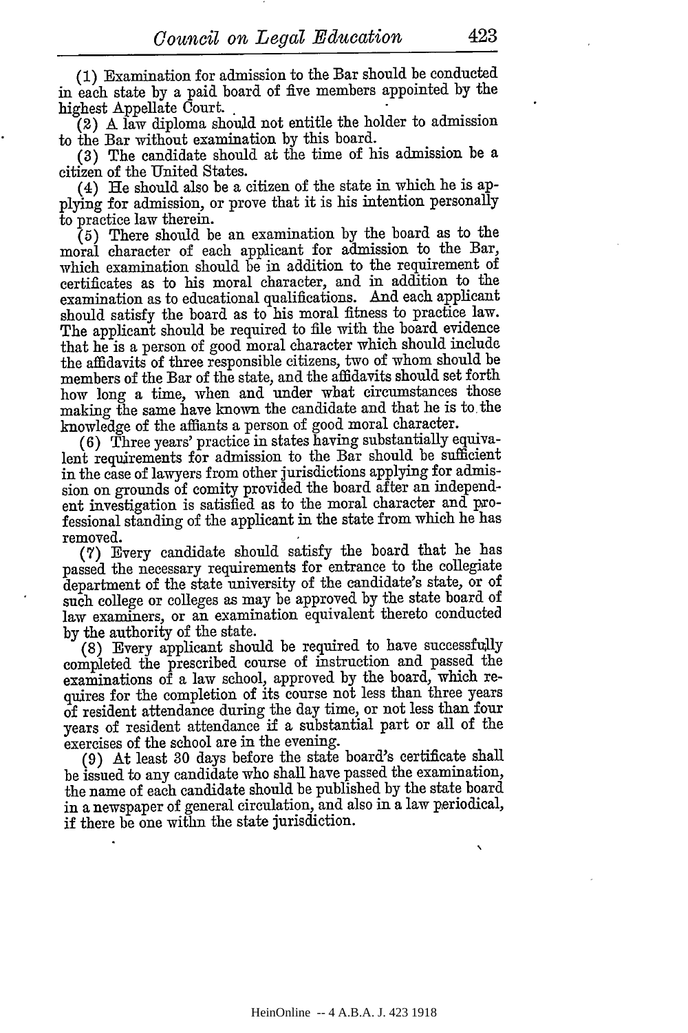(1) Examination for admission to the Bar should be conducted in each state by a paid board of five members appointed by the highest Appellate Court.

(2) A law diploma should not entitle the holder to admission to the Bar without examination by this board.

(3) The candidate should at the time of his admission be a citizen of the United States.

(4) He should also be a citizen of the state in which he is applying for admission, or prove that it is his intention personally to practice law therein.

(5) There should be an examination by the board as to the moral character of each applicant for admission to the Bar, which examination should be in addition to the requirement of certificates as to his moral character, and in addition to the examination as to educational qualifications. And each applicant should satisfy the board as to his moral fitness to practice law. The applicant should be required to file with the board evidence that he is a person of good moral character which should include the affidavits of three responsible citizens, two of whom should be members of the Bar of the state, and the affidavits should set forth how long a time, when and under what circumstances those making the same have known the candidate and that he is to the knowledge of the affiants a person of good moral character.

(6) Three years' practice in states having substantially equivalent requirements for admission to the Bar should be sufficient in the case of lawyers from other jurisdictions applying for admission on grounds of comity provided the board after an independent investigation is satisfied as to the moral character and professional standing of the applicant in the state from which he has removed.

(7) Every candidate should satisfy the board that he has passed the necessary requirements for entrance to the collegiate department of the state university of the candidate's state, or of such college or colleges as may be approved by the state board of law examiners, or an examination equivalent thereto conducted by the authority of the state.

(8) Every applicant should be required to have successfully completed the prescribed course of instruction and passed the examinations of a law school, approved by the board, which requires for the completion of its course not less than three years of resident attendance during the day time, or not less than four years of resident attendance if a substantial part or all of the exercises of the school are in the evening.

(9) At least 30 days before the state board's certificate shall be issued to any candidate who shall have passed the examination, the name of each candidate should be published by the state board in a newspaper of general circulation, and also in a law periodical, if there be one within the state jurisdiction.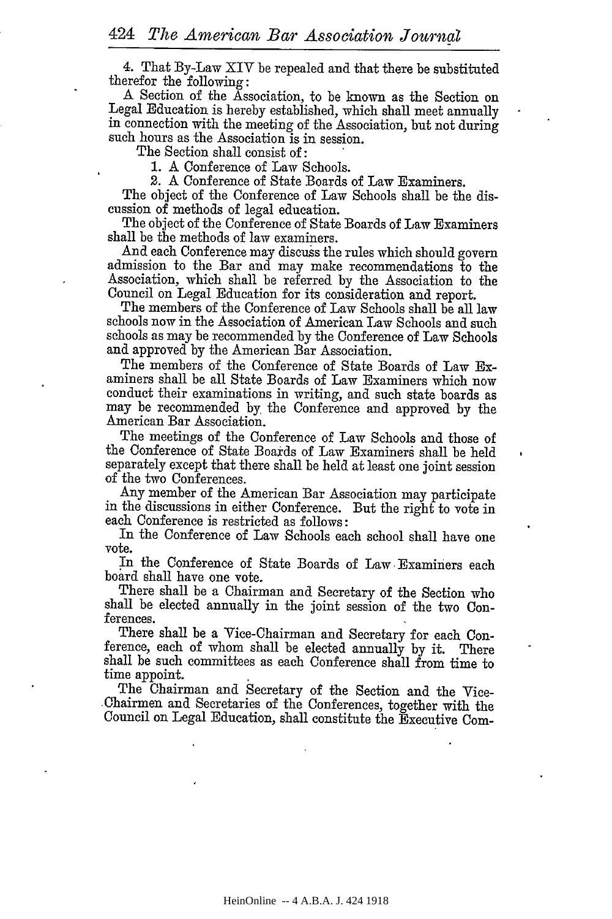4. That By-Law XIV be repealed and that there be substituted therefor the following:

A Section of the Association, to be known as the Section on Legal Education is hereby established, which shall meet annually in connection with the meeting of the Association, but not during such hours as the Association is in session.

The Section shall consist of:

1. A Conference of Law Schools.
2. A Conference of State Boards of Law Examiners.

The object of the Conference of Law Schools shall be the discussion of methods of legal education.

The object of the Conference of State Boards of Law Examiners shall be the methods of law examiners.

And each Conference may discuss the rules which should govern admission to the Bar and may make recommendations to the Association, which shall be referred by the Association to the Council on Legal Education for its consideration and report.

The members of the Conference of Law Schools shall be all law schools now in the Association of American Law Schools and such schools as may be recommended by the Conference of Law Schools and approved by the American Bar Association.

The members of the Conference of State Boards of Law Examiners shall be all State Boards of Law Examiners which now conduct their examinations in writing, and such state boards as may be recommended by the Conference and approved by the American Bar Association.

The meetings of the Conference of Law Schools and those of the Conference of State Boards of Law Examiners shall be held separately except that there shall be held at least one joint session of the two Conferences.

Any member of the American Bar Association may participate in the discussions in either Conference. But the right to vote in each Conference is restricted as follows:

In the Conference of Law Schools each school shall have one vote.

In the Conference of State Boards of Law Examiners each board shall have one vote.

There shall be a Chairman and Secretary of the Section who shall be elected annually in the joint session of the two Conferences.

There shall be a Vice-Chairman and Secretary for each Conference, each of whom shall be elected annually by it. There shall be such committees as each Conference shall from time to time appoint.

The Chairman and Secretary of the Section and the Vice-Chairmen and Secretaries of the Conferences, together with the Council on Legal Education, shall constitute the Executive Com-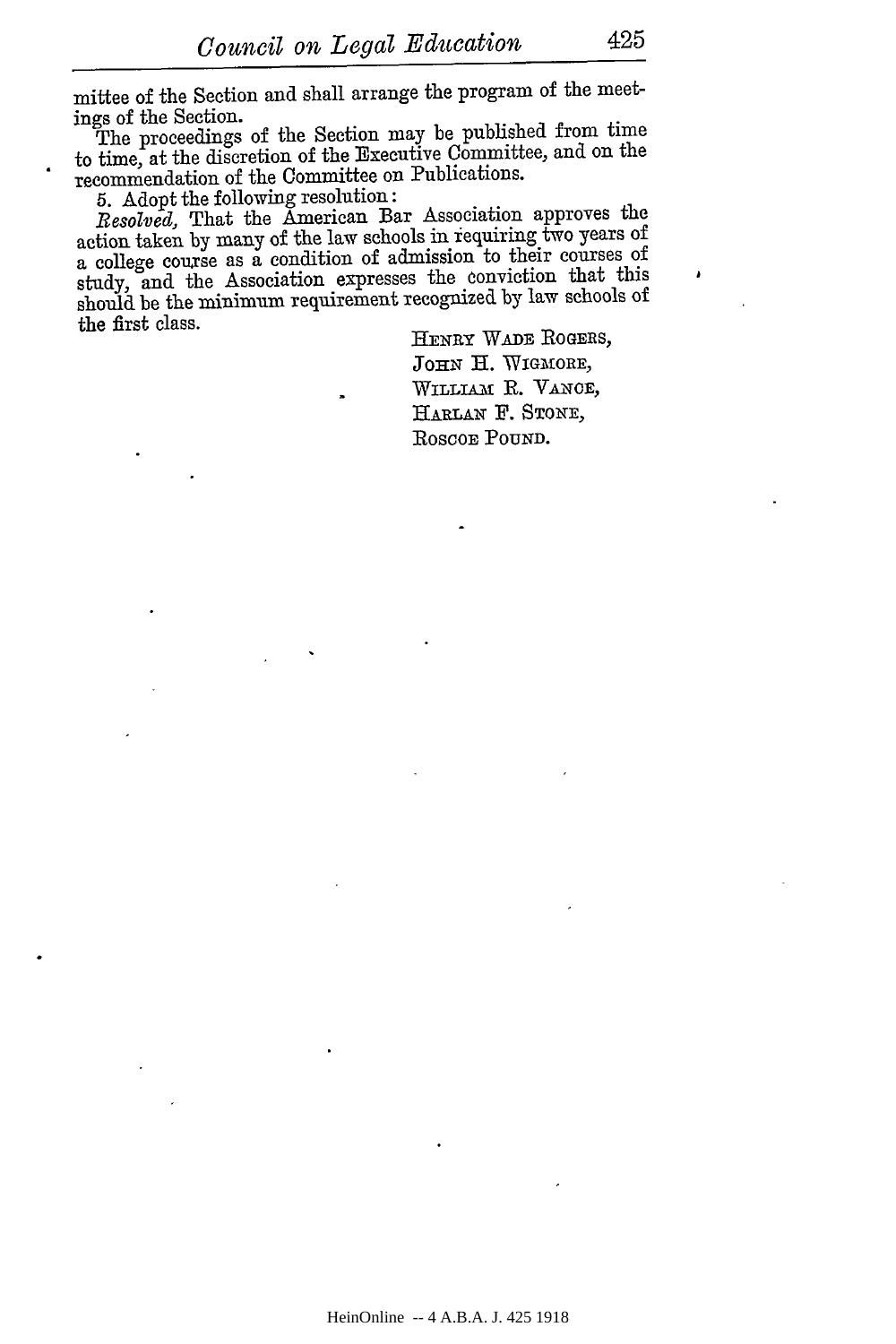mittee of the Section and shall arrange the program of the meetings of the Section.

The proceedings of the Section may be published from time to time, at the discretion of the Executive Committee, and on the recommendation of the Committee on Publications.

5. Adopt the following resolution:

*Resolved,* That the American Bar Association approves the action taken by many of the law schools in requiring two years of a college course as a condition of admission to their courses of study, and the Association expresses the conviction that this should be the minimum requirement recognized by law schools of the first class.

HENRY WADE ROGERS,
JOHN H. WIGMORE,
WILLIAM R. VANCE,
HARLAN F. STONE,
ROSCOE POUND.